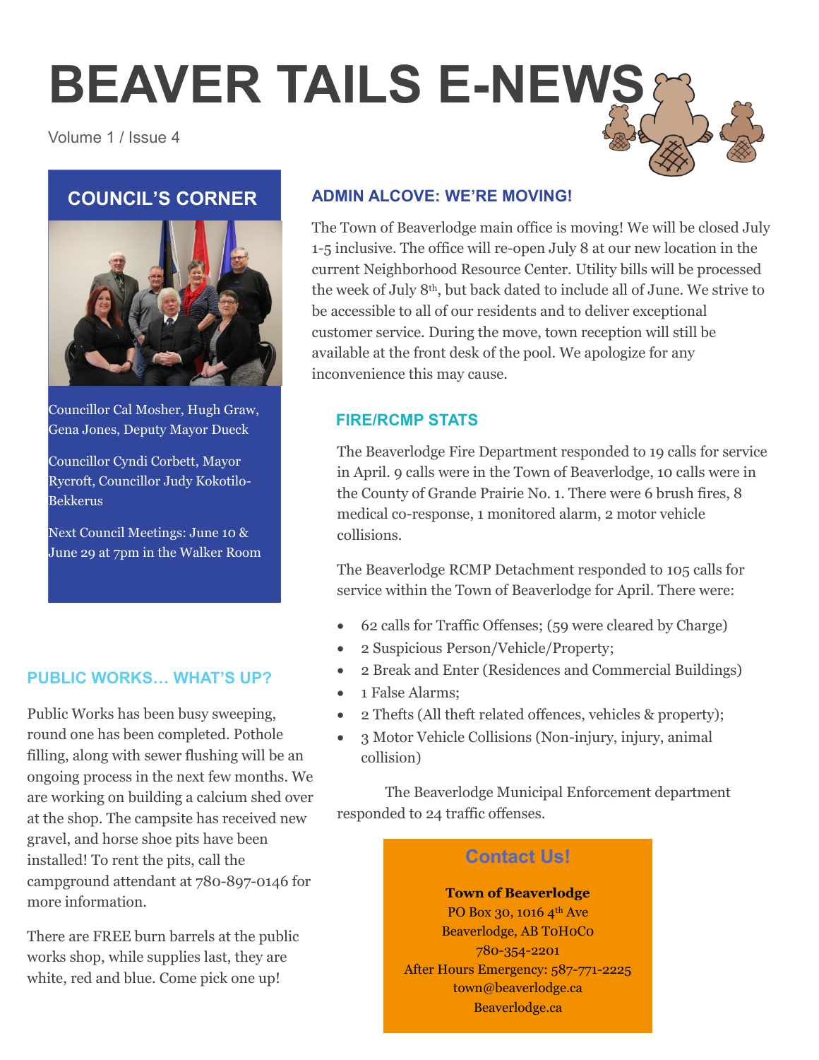# BEAVER TAILS E-NEWS

Volume 1 / Issue 4

## COUNCIL'S CORNER

Councillor Cal Mosher, Hugh Graw, Gena Jones, Deputy Mayor Dueck

Councillor Cyndi Corbett, Mayor Rycroft, Councillor Judy Kokotilo-Bekkerus

Next Council Meetings: June 10 & June 29 at 7pm in the Walker Room

## PUBLIC WORKS… WHAT'S UP?

Public Works has been busy sweeping, round one has been completed. Pothole filling, along with sewer flushing will be an ongoing process in the next few months. We are working on building a calcium shed over at the shop. The campsite has received new gravel, and horse shoe pits have been installed! To rent the pits, call the campground attendant at 780-897-0146 for more information.

There are FREE burn barrels at the public works shop, while supplies last, they are white, red and blue. Come pick one up!

## ADMIN ALCOVE: WE'RE MOVING!

The Town of Beaverlodge main office is moving! We will be closed July 1-5 inclusive. The office will re-open July 8 at our new location in the current Neighborhood Resource Center. Utility bills will be processed the week of July 8th, but back dated to include all of June. We strive to be accessible to all of our residents and to deliver exceptional customer service. During the move, town reception will still be available at the front desk of the pool. We apologize for any inconvenience this may cause.

## FIRE/RCMP STATS

The Beaverlodge Fire Department responded to 19 calls for service in April. 9 calls were in the Town of Beaverlodge, 10 calls were in the County of Grande Prairie No. 1. There were 6 brush fires, 8 medical co-response, 1 monitored alarm, 2 motor vehicle collisions.

The Beaverlodge RCMP Detachment responded to 105 calls for service within the Town of Beaverlodge for April. There were:

- 62 calls for Traffic Offenses; (59 were cleared by Charge)
- 2 Suspicious Person/Vehicle/Property;
- 2 Break and Enter (Residences and Commercial Buildings)
- 1 False Alarms;
- 2 Thefts (All theft related offences, vehicles & property);
- 3 Motor Vehicle Collisions (Non-injury, injury, animal collision)

The Beaverlodge Municipal Enforcement department responded to 24 traffic offenses.

### Contact Us!

**Town of Beaverlodge**
PO Box 30, 1016 4th Ave
Beaverlodge, AB T0H0C0
780-354-2201
After Hours Emergency: 587-771-2225
town@beaverlodge.ca
Beaverlodge.ca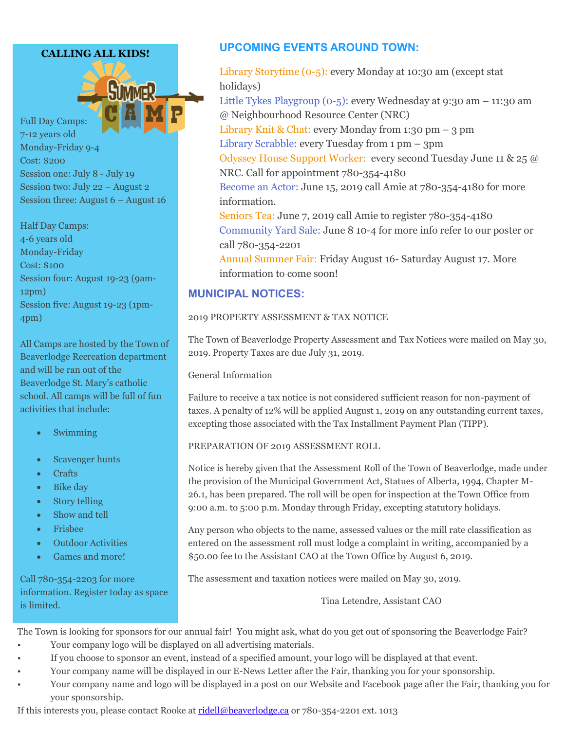## CALLING ALL KIDS!

SUMMER CAMP

Full Day Camps:
7-12 years old
Monday-Friday 9-4
Cost: $200
Session one: July 8 - July 19
Session two: July 22 – August 2
Session three: August 6 – August 16

Half Day Camps:
4-6 years old
Monday-Friday
Cost: $100
Session four: August 19-23 (9am-12pm)
Session five: August 19-23 (1pm-4pm)

All Camps are hosted by the Town of Beaverlodge Recreation department and will be ran out of the Beaverlodge St. Mary's catholic school. All camps will be full of fun activities that include:

- Swimming
- Scavenger hunts
- Crafts
- Bike day
- Story telling
- Show and tell
- Frisbee
- Outdoor Activities
- Games and more!

Call 780-354-2203 for more information. Register today as space is limited.

## UPCOMING EVENTS AROUND TOWN:

Library Storytime (0-5): every Monday at 10:30 am (except stat holidays)
Little Tykes Playgroup (0-5): every Wednesday at 9:30 am – 11:30 am @ Neighbourhood Resource Center (NRC)
Library Knit & Chat: every Monday from 1:30 pm – 3 pm
Library Scrabble: every Tuesday from 1 pm – 3pm
Odyssey House Support Worker: every second Tuesday June 11 & 25 @ NRC. Call for appointment 780-354-4180
Become an Actor: June 15, 2019 call Amie at 780-354-4180 for more information.
Seniors Tea: June 7, 2019 call Amie to register 780-354-4180
Community Yard Sale: June 8 10-4 for more info refer to our poster or call 780-354-2201
Annual Summer Fair: Friday August 16- Saturday August 17. More information to come soon!

## MUNICIPAL NOTICES:

2019 PROPERTY ASSESSMENT & TAX NOTICE

The Town of Beaverlodge Property Assessment and Tax Notices were mailed on May 30, 2019. Property Taxes are due July 31, 2019.

General Information

Failure to receive a tax notice is not considered sufficient reason for non-payment of taxes. A penalty of 12% will be applied August 1, 2019 on any outstanding current taxes, excepting those associated with the Tax Installment Payment Plan (TIPP).

PREPARATION OF 2019 ASSESSMENT ROLL

Notice is hereby given that the Assessment Roll of the Town of Beaverlodge, made under the provision of the Municipal Government Act, Statues of Alberta, 1994, Chapter M-26.1, has been prepared. The roll will be open for inspection at the Town Office from 9:00 a.m. to 5:00 p.m. Monday through Friday, excepting statutory holidays.

Any person who objects to the name, assessed values or the mill rate classification as entered on the assessment roll must lodge a complaint in writing, accompanied by a $50.00 fee to the Assistant CAO at the Town Office by August 6, 2019.

The assessment and taxation notices were mailed on May 30, 2019.

Tina Letendre, Assistant CAO

The Town is looking for sponsors for our annual fair! You might ask, what do you get out of sponsoring the Beaverlodge Fair?

- Your company logo will be displayed on all advertising materials.
- If you choose to sponsor an event, instead of a specified amount, your logo will be displayed at that event.
- Your company name will be displayed in our E-News Letter after the Fair, thanking you for your sponsorship.
- Your company name and logo will be displayed in a post on our Website and Facebook page after the Fair, thanking you for your sponsorship.

If this interests you, please contact Rooke at ridell@beaverlodge.ca or 780-354-2201 ext. 1013